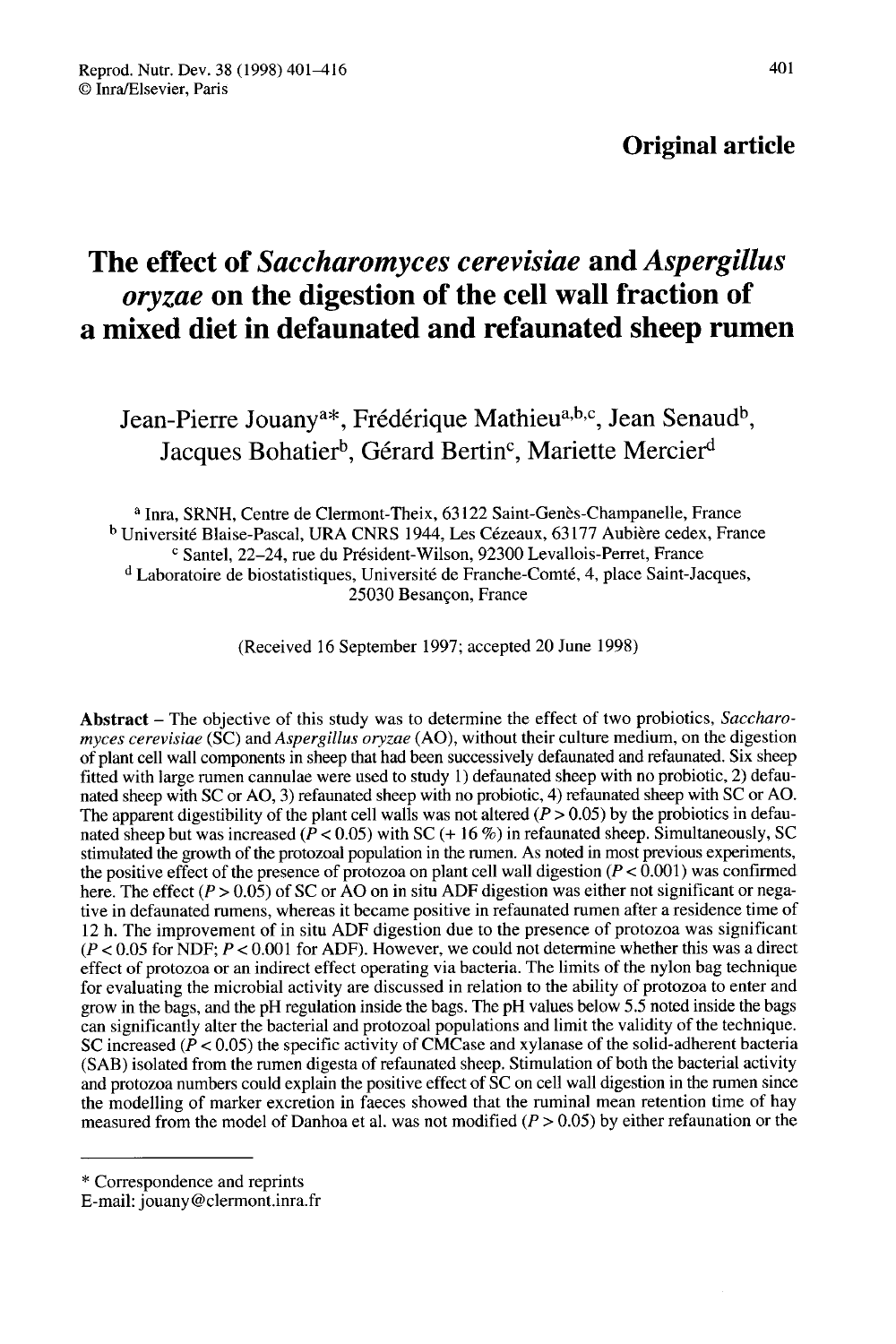**Original article**

# The effect of *Saccharomyces cerevisiae* and *Aspergillus oryzae* on the digestion of the cell wall fraction of a mixed diet in defaunated and refaunated sheep rumen

Jean-Pierre Jouany[a*], Frédérique Mathieu[a,b,c], Jean Senaud[b], Jacques Bohatier[b], Gérard Bertin[c], Mariette Mercier[d]

[a] Inra, SRNH, Centre de Clermont-Theix, 63122 Saint-Genès-Champanelle, France
[b] Université Blaise-Pascal, URA CNRS 1944, Les Cézeaux, 63177 Aubière cedex, France
[c] Santel, 22–24, rue du Président-Wilson, 92300 Levallois-Perret, France
[d] Laboratoire de biostatistiques, Université de Franche-Comté, 4, place Saint-Jacques, 25030 Besançon, France

(Received 16 September 1997; accepted 20 June 1998)

**Abstract** – The objective of this study was to determine the effect of two probiotics, *Saccharomyces cerevisiae* (SC) and *Aspergillus oryzae* (AO), without their culture medium, on the digestion of plant cell wall components in sheep that had been successively defaunated and refaunated. Six sheep fitted with large rumen cannulae were used to study 1) defaunated sheep with no probiotic, 2) defaunated sheep with SC or AO, 3) refaunated sheep with no probiotic, 4) refaunated sheep with SC or AO. The apparent digestibility of the plant cell walls was not altered ($P > 0.05$) by the probiotics in defaunated sheep but was increased ($P < 0.05$) with SC (+ 16 %) in refaunated sheep. Simultaneously, SC stimulated the growth of the protozoal population in the rumen. As noted in most previous experiments, the positive effect of the presence of protozoa on plant cell wall digestion ($P < 0.001$) was confirmed here. The effect ($P > 0.05$) of SC or AO on in situ ADF digestion was either not significant or negative in defaunated rumens, whereas it became positive in refaunated rumen after a residence time of 12 h. The improvement of in situ ADF digestion due to the presence of protozoa was significant ($P < 0.05$ for NDF; $P < 0.001$ for ADF). However, we could not determine whether this was a direct effect of protozoa or an indirect effect operating via bacteria. The limits of the nylon bag technique for evaluating the microbial activity are discussed in relation to the ability of protozoa to enter and grow in the bags, and the pH regulation inside the bags. The pH values below 5.5 noted inside the bags can significantly alter the bacterial and protozoal populations and limit the validity of the technique. SC increased ($P < 0.05$) the specific activity of CMCase and xylanase of the solid-adherent bacteria (SAB) isolated from the rumen digesta of refaunated sheep. Stimulation of both the bacterial activity and protozoa numbers could explain the positive effect of SC on cell wall digestion in the rumen since the modelling of marker excretion in faeces showed that the ruminal mean retention time of hay measured from the model of Danhoa et al. was not modified ($P > 0.05$) by either refaunation or the

\* Correspondence and reprints
E-mail: jouany@clermont.inra.fr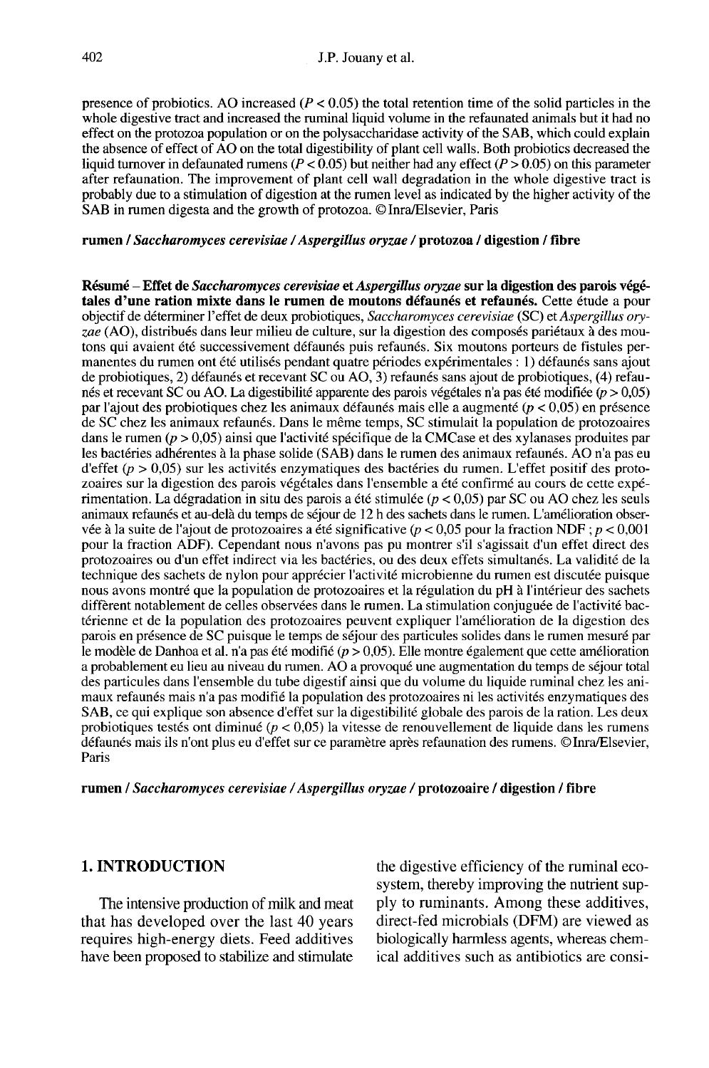presence of probiotics. AO increased ($P < 0.05$) the total retention time of the solid particles in the whole digestive tract and increased the ruminal liquid volume in the refaunated animals but it had no effect on the protozoa population or on the polysaccharidase activity of the SAB, which could explain the absence of effect of AO on the total digestibility of plant cell walls. Both probiotics decreased the liquid turnover in defaunated rumens ($P < 0.05$) but neither had any effect ($P > 0.05$) on this parameter after refaunation. The improvement of plant cell wall degradation in the whole digestive tract is probably due to a stimulation of digestion at the rumen level as indicated by the higher activity of the SAB in rumen digesta and the growth of protozoa. © Inra/Elsevier, Paris

**rumen / *Saccharomyces cerevisiae* / *Aspergillus oryzae* / protozoa / digestion / fibre**

**Résumé – Effet de *Saccharomyces cerevisiae* et *Aspergillus oryzae* sur la digestion des parois végétales d'une ration mixte dans le rumen de moutons défaunés et refaunés.** Cette étude a pour objectif de déterminer l'effet de deux probiotiques, *Saccharomyces cerevisiae* (SC) et *Aspergillus oryzae* (AO), distribués dans leur milieu de culture, sur la digestion des composés pariétaux à des moutons qui avaient été successivement défaunés puis refaunés. Six moutons porteurs de fistules permanentes du rumen ont été utilisés pendant quatre périodes expérimentales : 1) défaunés sans ajout de probiotiques, 2) défaunés et recevant SC ou AO, 3) refaunés sans ajout de probiotiques, (4) refaunés et recevant SC ou AO. La digestibilité apparente des parois végétales n'a pas été modifiée ($p > 0,05$) par l'ajout des probiotiques chez les animaux défaunés mais elle a augmenté ($p < 0,05$) en présence de SC chez les animaux refaunés. Dans le même temps, SC stimulait la population de protozoaires dans le rumen ($p > 0,05$) ainsi que l'activité spécifique de la CMCase et des xylanases produites par les bactéries adhérentes à la phase solide (SAB) dans le rumen des animaux refaunés. AO n'a pas eu d'effet ($p > 0,05$) sur les activités enzymatiques des bactéries du rumen. L'effet positif des protozoaires sur la digestion des parois végétales dans l'ensemble a été confirmé au cours de cette expérimentation. La dégradation in situ des parois a été stimulée ($p < 0,05$) par SC ou AO chez les seuls animaux refaunés et au-delà du temps de séjour de 12 h des sachets dans le rumen. L'amélioration observée à la suite de l'ajout de protozoaires a été significative ($p < 0,05$ pour la fraction NDF ; $p < 0,001$ pour la fraction ADF). Cependant nous n'avons pas pu montrer s'il s'agissait d'un effet direct des protozoaires ou d'un effet indirect via les bactéries, ou des deux effets simultanés. La validité de la technique des sachets de nylon pour apprécier l'activité microbienne du rumen est discutée puisque nous avons montré que la population de protozoaires et la régulation du pH à l'intérieur des sachets diffèrent notablement de celles observées dans le rumen. La stimulation conjuguée de l'activité bactérienne et de la population des protozoaires peuvent expliquer l'amélioration de la digestion des parois en présence de SC puisque le temps de séjour des particules solides dans le rumen mesuré par le modèle de Danhoa et al. n'a pas été modifié ($p > 0,05$). Elle montre également que cette amélioration a probablement eu lieu au niveau du rumen. AO a provoqué une augmentation du temps de séjour total des particules dans l'ensemble du tube digestif ainsi que du volume du liquide ruminal chez les animaux refaunés mais n'a pas modifié la population des protozoaires ni les activités enzymatiques des SAB, ce qui explique son absence d'effet sur la digestibilité globale des parois de la ration. Les deux probiotiques testés ont diminué ($p < 0,05$) la vitesse de renouvellement de liquide dans les rumens défaunés mais ils n'ont plus eu d'effet sur ce paramètre après refaunation des rumens. © Inra/Elsevier, Paris

**rumen / *Saccharomyces cerevisiae* / *Aspergillus oryzae* / protozoaire / digestion / fibre**

## 1. INTRODUCTION

The intensive production of milk and meat that has developed over the last 40 years requires high-energy diets. Feed additives have been proposed to stabilize and stimulate the digestive efficiency of the ruminal ecosystem, thereby improving the nutrient supply to ruminants. Among these additives, direct-fed microbials (DFM) are viewed as biologically harmless agents, whereas chemical additives such as antibiotics are consi-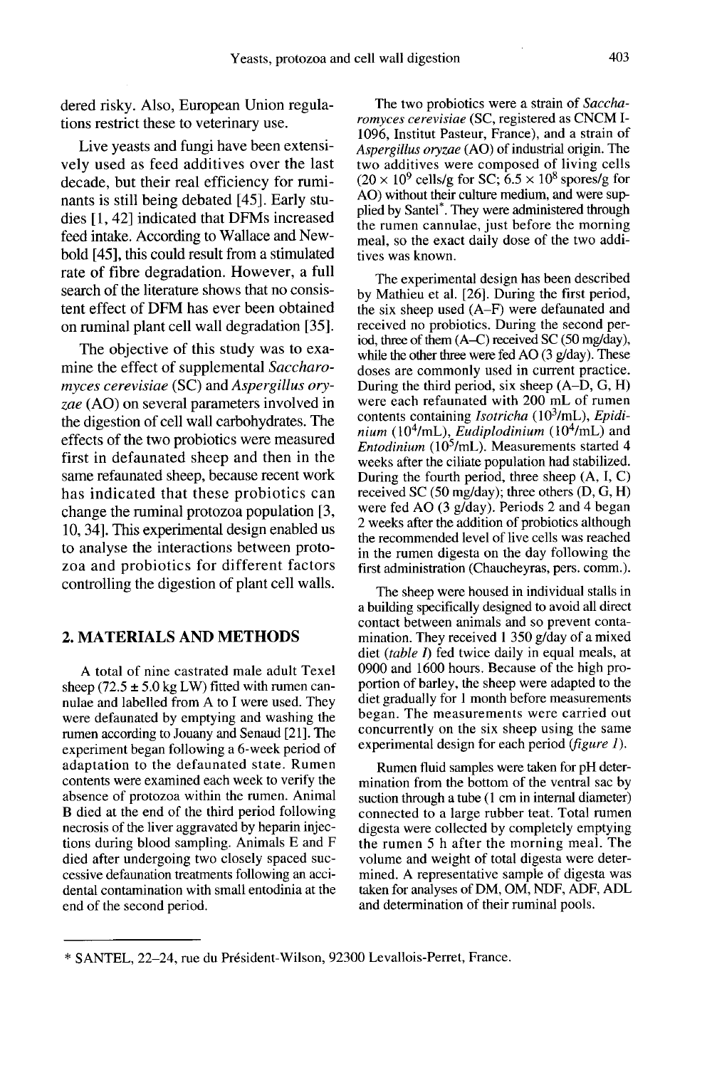dered risky. Also, European Union regulations restrict these to veterinary use.

Live yeasts and fungi have been extensively used as feed additives over the last decade, but their real efficiency for ruminants is still being debated [45]. Early studies [1, 42] indicated that DFMs increased feed intake. According to Wallace and Newbold [45], this could result from a stimulated rate of fibre degradation. However, a full search of the literature shows that no consistent effect of DFM has ever been obtained on ruminal plant cell wall degradation [35].

The objective of this study was to examine the effect of supplemental *Saccharomyces cerevisiae* (SC) and *Aspergillus oryzae* (AO) on several parameters involved in the digestion of cell wall carbohydrates. The effects of the two probiotics were measured first in defaunated sheep and then in the same refaunated sheep, because recent work has indicated that these probiotics can change the ruminal protozoa population [3, 10, 34]. This experimental design enabled us to analyse the interactions between protozoa and probiotics for different factors controlling the digestion of plant cell walls.

## 2. MATERIALS AND METHODS

A total of nine castrated male adult Texel sheep (72.5 ± 5.0 kg LW) fitted with rumen cannulae and labelled from A to I were used. They were defaunated by emptying and washing the rumen according to Jouany and Senaud [21]. The experiment began following a 6-week period of adaptation to the defaunated state. Rumen contents were examined each week to verify the absence of protozoa within the rumen. Animal B died at the end of the third period following necrosis of the liver aggravated by heparin injections during blood sampling. Animals E and F died after undergoing two closely spaced successive defaunation treatments following an accidental contamination with small entodinia at the end of the second period.

The two probiotics were a strain of *Saccharomyces cerevisiae* (SC, registered as CNCM I-1096, Institut Pasteur, France), and a strain of *Aspergillus oryzae* (AO) of industrial origin. The two additives were composed of living cells ($20 \times 10^9$ cells/g for SC; $6.5 \times 10^8$ spores/g for AO) without their culture medium, and were supplied by Santel*. They were administered through the rumen cannulae, just before the morning meal, so the exact daily dose of the two additives was known.

The experimental design has been described by Mathieu et al. [26]. During the first period, the six sheep used (A–F) were defaunated and received no probiotics. During the second period, three of them (A–C) received SC (50 mg/day), while the other three were fed AO (3 g/day). These doses are commonly used in current practice. During the third period, six sheep (A–D, G, H) were each refaunated with 200 mL of rumen contents containing *Isotricha* ($10^3$/mL), *Epidinium* ($10^4$/mL), *Eudiplodinium* ($10^4$/mL) and *Entodinium* ($10^5$/mL). Measurements started 4 weeks after the ciliate population had stabilized. During the fourth period, three sheep (A, I, C) received SC (50 mg/day); three others (D, G, H) were fed AO (3 g/day). Periods 2 and 4 began 2 weeks after the addition of probiotics although the recommended level of live cells was reached in the rumen digesta on the day following the first administration (Chaucheyras, pers. comm.).

The sheep were housed in individual stalls in a building specifically designed to avoid all direct contact between animals and so prevent contamination. They received 1 350 g/day of a mixed diet (*table I*) fed twice daily in equal meals, at 0900 and 1600 hours. Because of the high proportion of barley, the sheep were adapted to the diet gradually for 1 month before measurements began. The measurements were carried out concurrently on the six sheep using the same experimental design for each period (*figure 1*).

Rumen fluid samples were taken for pH determination from the bottom of the ventral sac by suction through a tube (1 cm in internal diameter) connected to a large rubber teat. Total rumen digesta were collected by completely emptying the rumen 5 h after the morning meal. The volume and weight of total digesta were determined. A representative sample of digesta was taken for analyses of DM, OM, NDF, ADF, ADL and determination of their ruminal pools.

\* SANTEL, 22–24, rue du Président-Wilson, 92300 Levallois-Perret, France.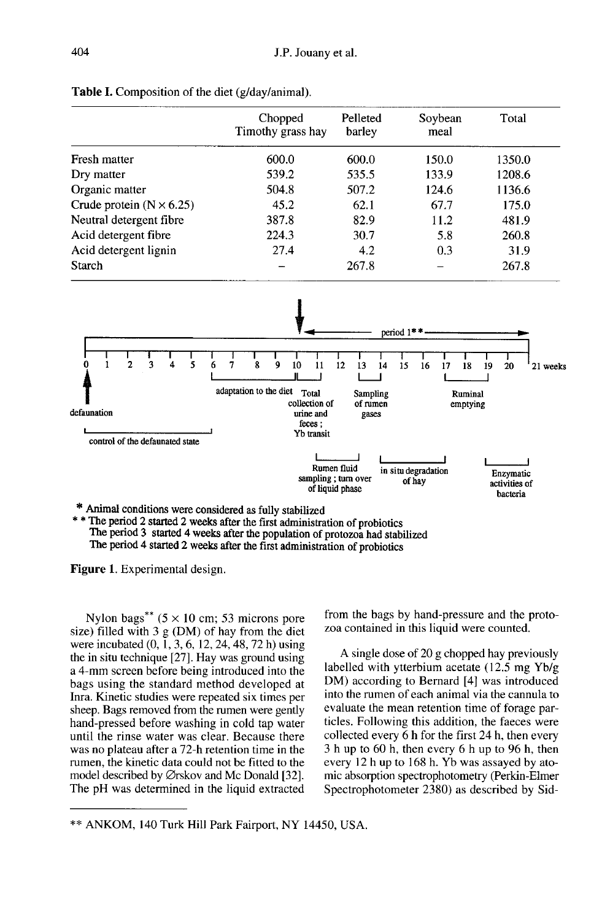**Table I.** Composition of the diet (g/day/animal).

| | Chopped Timothy grass hay | Pelleted barley | Soybean meal | Total |
|---|---|---|---|---|
| Fresh matter | 600.0 | 600.0 | 150.0 | 1350.0 |
| Dry matter | 539.2 | 535.5 | 133.9 | 1208.6 |
| Organic matter | 504.8 | 507.2 | 124.6 | 1136.6 |
| Crude protein (N × 6.25) | 45.2 | 62.1 | 67.7 | 175.0 |
| Neutral detergent fibre | 387.8 | 82.9 | 11.2 | 481.9 |
| Acid detergent fibre | 224.3 | 30.7 | 5.8 | 260.8 |
| Acid detergent lignin | 27.4 | 4.2 | 0.3 | 31.9 |
| Starch | – | 267.8 | – | 267.8 |

\* Animal conditions were considered as fully stabilized

\*\* The period 2 started 2 weeks after the first administration of probiotics
The period 3 started 4 weeks after the population of protozoa had stabilized
The period 4 started 2 weeks after the first administration of probiotics

**Figure 1.** Experimental design.

Nylon bags\*\* (5 × 10 cm; 53 microns pore size) filled with 3 g (DM) of hay from the diet were incubated (0, 1, 3, 6, 12, 24, 48, 72 h) using the in situ technique [27]. Hay was ground using a 4-mm screen before being introduced into the bags using the standard method developed at Inra. Kinetic studies were repeated six times per sheep. Bags removed from the rumen were gently hand-pressed before washing in cold tap water until the rinse water was clear. Because there was no plateau after a 72-h retention time in the rumen, the kinetic data could not be fitted to the model described by Ørskov and Mc Donald [32]. The pH was determined in the liquid extracted from the bags by hand-pressure and the protozoa contained in this liquid were counted.

A single dose of 20 g chopped hay previously labelled with ytterbium acetate (12.5 mg Yb/g DM) according to Bernard [4] was introduced into the rumen of each animal via the cannula to evaluate the mean retention time of forage particles. Following this addition, the faeces were collected every 6 h for the first 24 h, then every 3 h up to 60 h, then every 6 h up to 96 h, then every 12 h up to 168 h. Yb was assayed by atomic absorption spectrophotometry (Perkin-Elmer Spectrophotometer 2380) as described by Sid-

\*\* ANKOM, 140 Turk Hill Park Fairport, NY 14450, USA.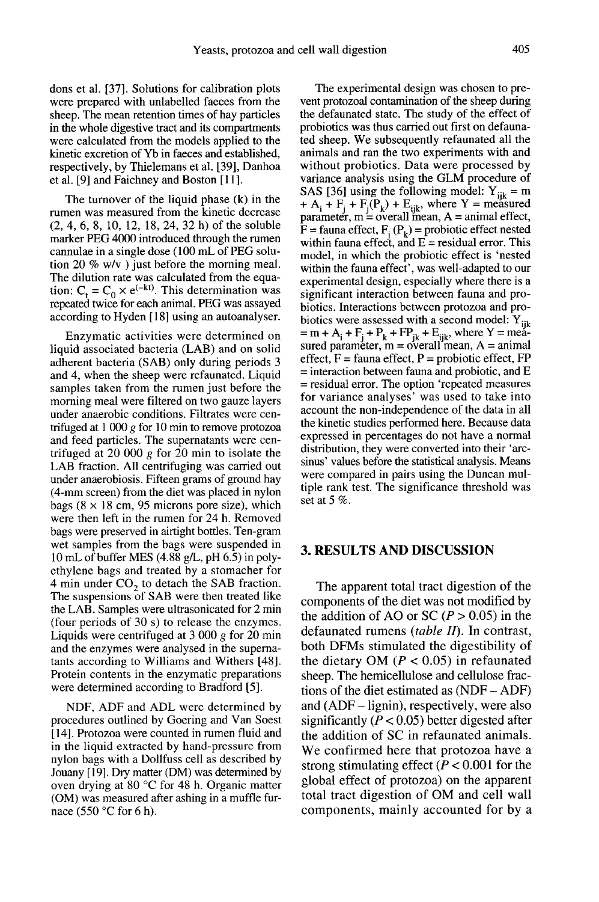dons et al. [37]. Solutions for calibration plots were prepared with unlabelled faeces from the sheep. The mean retention times of hay particles in the whole digestive tract and its compartments were calculated from the models applied to the kinetic excretion of Yb in faeces and established, respectively, by Thielemans et al. [39], Danhoa et al. [9] and Faichney and Boston [11].

The turnover of the liquid phase (k) in the rumen was measured from the kinetic decrease (2, 4, 6, 8, 10, 12, 18, 24, 32 h) of the soluble marker PEG 4000 introduced through the rumen cannulae in a single dose (100 mL of PEG solution 20 % w/v ) just before the morning meal. The dilution rate was calculated from the equation: $C_t = C_0 \times e^{(-kt)}$. This determination was repeated twice for each animal. PEG was assayed according to Hyden [18] using an autoanalyser.

Enzymatic activities were determined on liquid associated bacteria (LAB) and on solid adherent bacteria (SAB) only during periods 3 and 4, when the sheep were refaunated. Liquid samples taken from the rumen just before the morning meal were filtered on two gauze layers under anaerobic conditions. Filtrates were centrifuged at 1 000 *g* for 10 min to remove protozoa and feed particles. The supernatants were centrifuged at 20 000 *g* for 20 min to isolate the LAB fraction. All centrifuging was carried out under anaerobiosis. Fifteen grams of ground hay (4-mm screen) from the diet was placed in nylon bags (8 × 18 cm, 95 microns pore size), which were then left in the rumen for 24 h. Removed bags were preserved in airtight bottles. Ten-gram wet samples from the bags were suspended in 10 mL of buffer MES (4.88 g/L, pH 6.5) in polyethylene bags and treated by a stomacher for 4 min under $CO_2$ to detach the SAB fraction. The suspensions of SAB were then treated like the LAB. Samples were ultrasonicated for 2 min (four periods of 30 s) to release the enzymes. Liquids were centrifuged at 3 000 *g* for 20 min and the enzymes were analysed in the supernatants according to Williams and Withers [48]. Protein contents in the enzymatic preparations were determined according to Bradford [5].

NDF, ADF and ADL were determined by procedures outlined by Goering and Van Soest [14]. Protozoa were counted in rumen fluid and in the liquid extracted by hand-pressure from nylon bags with a Dollfuss cell as described by Jouany [19]. Dry matter (DM) was determined by oven drying at 80 °C for 48 h. Organic matter (OM) was measured after ashing in a muffle furnace (550 °C for 6 h).

The experimental design was chosen to prevent protozoal contamination of the sheep during the defaunated state. The study of the effect of probiotics was thus carried out first on defaunated sheep. We subsequently refaunated all the animals and ran the two experiments with and without probiotics. Data were processed by variance analysis using the GLM procedure of SAS [36] using the following model: $Y_{ijk} = m + A_i + F_j + F_j(P_k) + E_{ijk}$, where Y = measured parameter, m = overall mean, A = animal effect, F = fauna effect, $F_j$ ($P_k$) = probiotic effect nested within fauna effect, and E = residual error. This model, in which the probiotic effect is 'nested within the fauna effect', was well-adapted to our experimental design, especially where there is a significant interaction between fauna and probiotics. Interactions between protozoa and probiotics were assessed with a second model: $Y_{ijk} = m + A_i + F_j + P_k + FP_{jk} + E_{ijk}$, where Y = measured parameter, m = overall mean, A = animal effect, F = fauna effect, P = probiotic effect, FP = interaction between fauna and probiotic, and E = residual error. The option 'repeated measures for variance analyses' was used to take into account the non-independence of the data in all the kinetic studies performed here. Because data expressed in percentages do not have a normal distribution, they were converted into their 'arcsinus' values before the statistical analysis. Means were compared in pairs using the Duncan multiple rank test. The significance threshold was set at 5 %.

## 3. RESULTS AND DISCUSSION

The apparent total tract digestion of the components of the diet was not modified by the addition of AO or SC ($P > 0.05$) in the defaunated rumens (*table II*). In contrast, both DFMs stimulated the digestibility of the dietary OM ($P < 0.05$) in refaunated sheep. The hemicellulose and cellulose fractions of the diet estimated as (NDF – ADF) and (ADF – lignin), respectively, were also significantly ($P < 0.05$) better digested after the addition of SC in refaunated animals. We confirmed here that protozoa have a strong stimulating effect ($P < 0.001$ for the global effect of protozoa) on the apparent total tract digestion of OM and cell wall components, mainly accounted for by a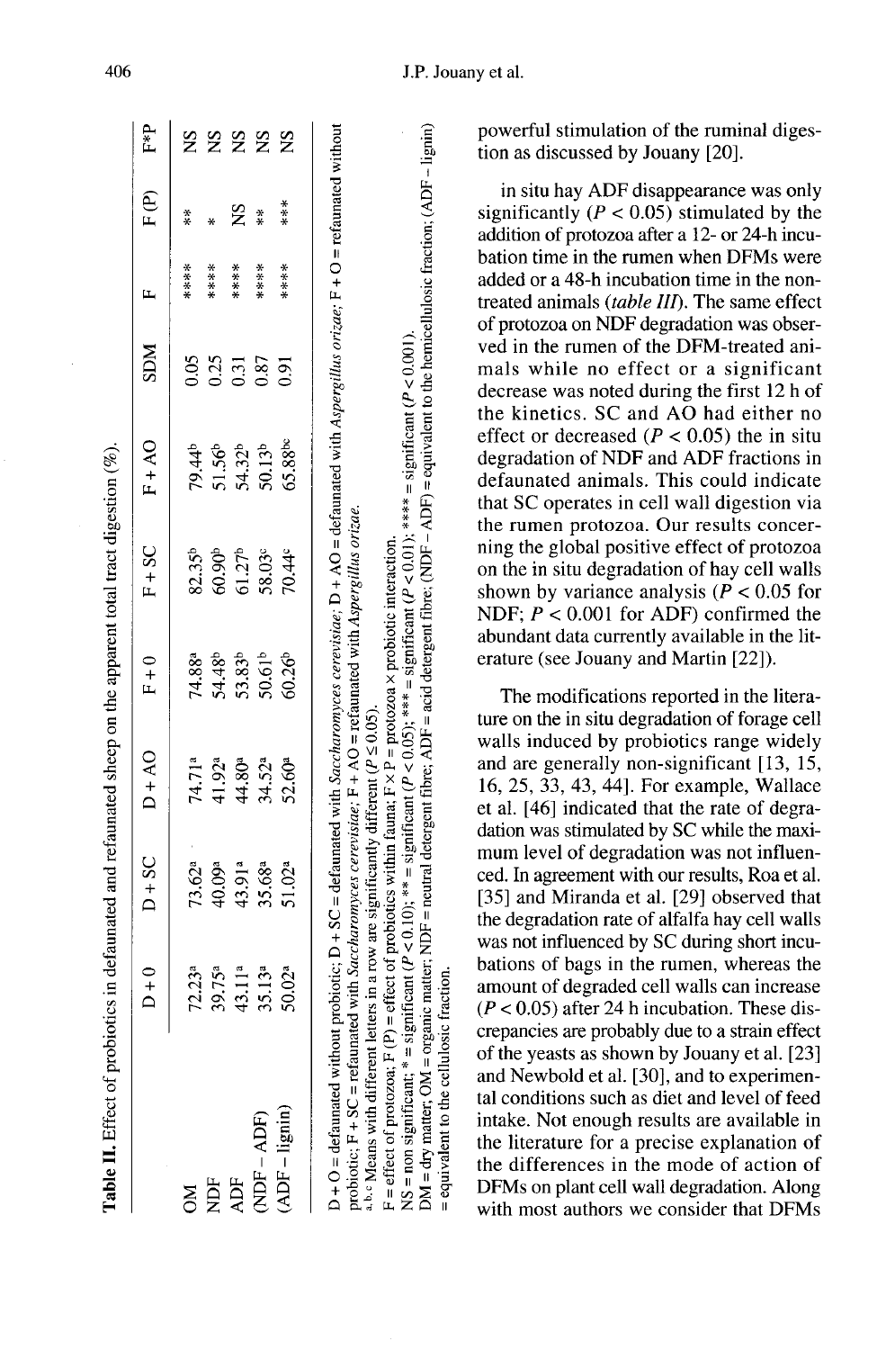**Table II.** Effect of probiotics in defaunated and refaunated sheep on the apparent total tract digestion (%).

| | D + 0 | D + SC | D + AO | F + 0 | F + SC | F + AO | SDM | F | F (P) | F*P |
|---|---|---|---|---|---|---|---|---|---|---|
| OM | 72.23[a] | 73.62[a] | 74.71[a] | 74.88[a] | 82.35[b] | 79.44[b] | 0.05 | **** | ** | NS |
| NDF | 39.75[a] | 40.09[a] | 41.92[a] | 54.48[b] | 60.90[b] | 51.56[b] | 0.25 | **** | * | NS |
| ADF | 43.11[a] | 43.91[a] | 44.80[a] | 53.83[b] | 61.27[b] | 54.32[b] | 0.31 | **** | NS | NS |
| (NDF – ADF) | 35.13[a] | 35.68[a] | 34.52[a] | 50.61[b] | 58.03[c] | 50.13[b] | 0.87 | **** | ** | NS |
| (ADF – lignin) | 50.02[a] | 51.02[a] | 52.60[a] | 60.26[b] | 70.44[c] | 65.88[bc] | 0.91 | **** | *** | NS |

D + 0 = defaunated without probiotic; D + SC = defaunated with *Saccharomyces cerevisiae*; D + AO = defaunated with *Aspergillus orizae*; F + O = refaunated without probiotic; F + SC = refaunated with *Saccharomyces cerevisiae*; F + AO = refaunated with *Aspergillus orizae*.
[a, b, c] Means with different letters in a row are significantly different ($P \leq 0.05$).
F = effect of protozoa; F (P) = effect of probiotics within fauna; F × P = protozoa × probiotic interaction.
NS = non significant; * = significant ($P < 0.10$); ** = significant ($P < 0.05$); *** = significant ($P < 0.01$); **** = significant ($P < 0.001$).
DM = dry matter; OM = organic matter; NDF = neutral detergent fibre; ADF = acid detergent fibre; (NDF – ADF) = equivalent to the hemicellulosic fraction; (ADF – lignin) = equivalent to the cellulosic fraction.

powerful stimulation of the ruminal digestion as discussed by Jouany [20].

in situ hay ADF disappearance was only significantly ($P < 0.05$) stimulated by the addition of protozoa after a 12- or 24-h incubation time in the rumen when DFMs were added or a 48-h incubation time in the non-treated animals (*table III*). The same effect of protozoa on NDF degradation was observed in the rumen of the DFM-treated animals while no effect or a significant decrease was noted during the first 12 h of the kinetics. SC and AO had either no effect or decreased ($P < 0.05$) the in situ degradation of NDF and ADF fractions in defaunated animals. This could indicate that SC operates in cell wall digestion via the rumen protozoa. Our results concerning the global positive effect of protozoa on the in situ degradation of hay cell walls shown by variance analysis ($P < 0.05$ for NDF; $P < 0.001$ for ADF) confirmed the abundant data currently available in the literature (see Jouany and Martin [22]).

The modifications reported in the literature on the in situ degradation of forage cell walls induced by probiotics range widely and are generally non-significant [13, 15, 16, 25, 33, 43, 44]. For example, Wallace et al. [46] indicated that the rate of degradation was stimulated by SC while the maximum level of degradation was not influenced. In agreement with our results, Roa et al. [35] and Miranda et al. [29] observed that the degradation rate of alfalfa hay cell walls was not influenced by SC during short incubations of bags in the rumen, whereas the amount of degraded cell walls can increase ($P < 0.05$) after 24 h incubation. These discrepancies are probably due to a strain effect of the yeasts as shown by Jouany et al. [23] and Newbold et al. [30], and to experimental conditions such as diet and level of feed intake. Not enough results are available in the literature for a precise explanation of the differences in the mode of action of DFMs on plant cell wall degradation. Along with most authors we consider that DFMs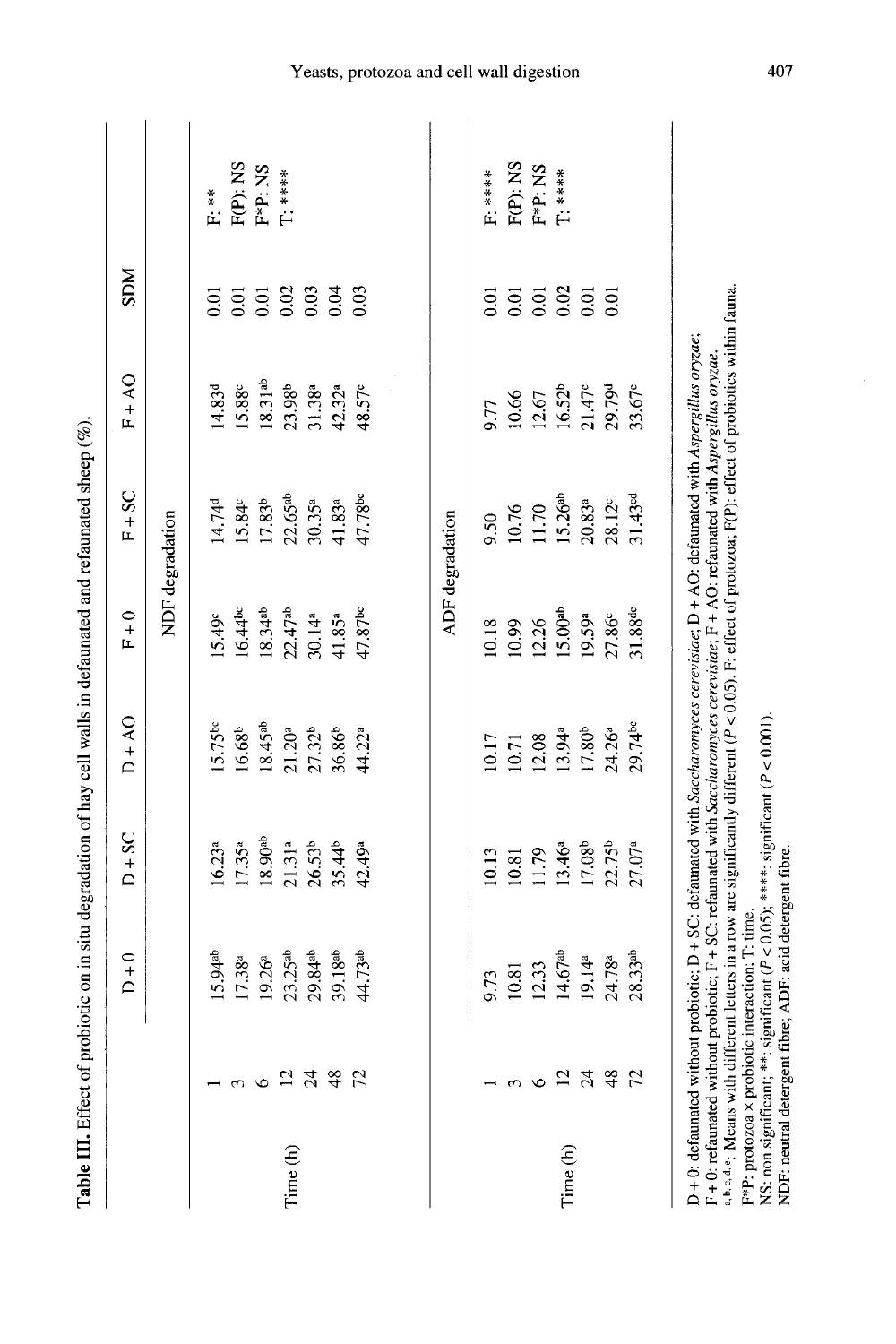**Table III.** Effect of probiotic on in situ degradation of hay cell walls in defaunated and refaunated sheep (%).

| | | D + 0 | D + SC | D + AO | F + 0 | F + SC | F + AO | SDM | |
|---|---|---|---|---|---|---|---|---|---|
| | | **NDF degradation** | | | | | | | |
| Time (h) | 1 | 15.94[ab] | 16.23[a] | 15.75[bc] | 15.49[c] | 14.74[d] | 14.83[d] | 0.01 | F: ** |
| | 3 | 17.38[a] | 17.35[a] | 16.68[b] | 16.44[bc] | 15.84[c] | 15.88[c] | 0.01 | F(P): NS |
| | 6 | 19.26[a] | 18.90[ab] | 18.45[ab] | 18.34[ab] | 17.83[b] | 18.31[ab] | 0.01 | F*P: NS |
| | 12 | 23.25[ab] | 21.31[a] | 21.20[a] | 22.47[ab] | 22.65[ab] | 23.98[b] | 0.02 | T: **** |
| | 24 | 29.84[ab] | 26.53[b] | 27.32[b] | 30.14[a] | 30.35[a] | 31.38[a] | 0.03 | |
| | 48 | 39.18[ab] | 35.44[b] | 36.86[b] | 41.85[a] | 41.83[a] | 42.32[a] | 0.04 | |
| | 72 | 44.73[ab] | 42.49[a] | 44.22[a] | 47.87[bc] | 47.78[bc] | 48.57[c] | 0.03 | |
| | | **ADF degradation** | | | | | | | |
| Time (h) | 1 | 9.73 | 10.13 | 10.17 | 10.18 | 9.50 | 9.77 | 0.01 | F: **** |
| | 3 | 10.81 | 10.81 | 10.71 | 10.99 | 10.76 | 10.66 | 0.01 | F(P): NS |
| | 6 | 12.33 | 11.79 | 12.08 | 12.26 | 11.70 | 12.67 | 0.01 | F*P: NS |
| | 12 | 14.67[ab] | 13.46[a] | 13.94[a] | 15.00[ab] | 15.26[ab] | 16.52[b] | 0.02 | T: **** |
| | 24 | 19.14[a] | 17.08[b] | 17.80[b] | 19.59[a] | 20.83[a] | 21.47[c] | 0.01 | |
| | 48 | 24.78[a] | 22.75[b] | 24.26[a] | 27.86[c] | 28.12[c] | 29.79[d] | 0.01 | |
| | 72 | 28.33[ab] | 27.07[a] | 29.74[bc] | 31.88[de] | 31.43[cd] | 33.67[e] | | |

D + 0: defaunated without probiotic; D + SC: defaunated with *Saccharomyces cerevisiae*; D + AO: defaunated with *Aspergillus oryzae*;
F + 0: refaunated without probiotic; F + SC: refaunated with *Saccharomyces cerevisiae*; F + AO: refaunated with *Aspergillus oryzae*.
a, b, c, d, e: Means with different letters in a row are significantly different ($P < 0.05$). F: effect of protozoa; F(P): effect of probiotics within fauna.
F*P: protozoa × probiotic interaction; T: time.
NS: non significant; **: significant ($P < 0.05$); ****: significant ($P < 0.001$).
NDF: neutral detergent fibre; ADF: acid detergent fibre.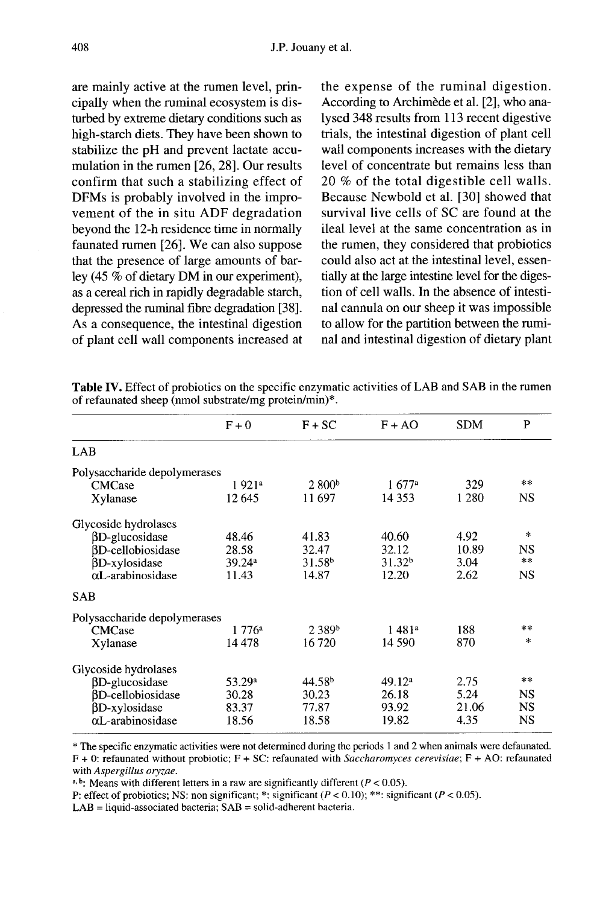are mainly active at the rumen level, principally when the ruminal ecosystem is disturbed by extreme dietary conditions such as high-starch diets. They have been shown to stabilize the pH and prevent lactate accumulation in the rumen [26, 28]. Our results confirm that such a stabilizing effect of DFMs is probably involved in the improvement of the in situ ADF degradation beyond the 12-h residence time in normally faunated rumen [26]. We can also suppose that the presence of large amounts of barley (45 % of dietary DM in our experiment), as a cereal rich in rapidly degradable starch, depressed the ruminal fibre degradation [38]. As a consequence, the intestinal digestion of plant cell wall components increased at the expense of the ruminal digestion. According to Archimède et al. [2], who analysed 348 results from 113 recent digestive trials, the intestinal digestion of plant cell wall components increases with the dietary level of concentrate but remains less than 20 % of the total digestible cell walls. Because Newbold et al. [30] showed that survival live cells of SC are found at the ileal level at the same concentration as in the rumen, they considered that probiotics could also act at the intestinal level, essentially at the large intestine level for the digestion of cell walls. In the absence of intestinal cannula on our sheep it was impossible to allow for the partition between the ruminal and intestinal digestion of dietary plant

**Table IV.** Effect of probiotics on the specific enzymatic activities of LAB and SAB in the rumen of refaunated sheep (nmol substrate/mg protein/min)*.

| | F + 0 | F + SC | F + AO | SDM | P |
|---|---|---|---|---|---|
| **LAB** | | | | | |
| Polysaccharide depolymerases | | | | | |
| CMCase | 1 921[a] | 2 800[b] | 1 677[a] | 329 | ** |
| Xylanase | 12 645 | 11 697 | 14 353 | 1 280 | NS |
| Glycoside hydrolases | | | | | |
| βD-glucosidase | 48.46 | 41.83 | 40.60 | 4.92 | * |
| βD-cellobiosidase | 28.58 | 32.47 | 32.12 | 10.89 | NS |
| βD-xylosidase | 39.24[a] | 31.58[b] | 31.32[b] | 3.04 | ** |
| αL-arabinosidase | 11.43 | 14.87 | 12.20 | 2.62 | NS |
| **SAB** | | | | | |
| Polysaccharide depolymerases | | | | | |
| CMCase | 1 776[a] | 2 389[b] | 1 481[a] | 188 | ** |
| Xylanase | 14 478 | 16 720 | 14 590 | 870 | * |
| Glycoside hydrolases | | | | | |
| βD-glucosidase | 53.29[a] | 44.58[b] | 49.12[a] | 2.75 | ** |
| βD-cellobiosidase | 30.28 | 30.23 | 26.18 | 5.24 | NS |
| βD-xylosidase | 83.37 | 77.87 | 93.92 | 21.06 | NS |
| αL-arabinosidase | 18.56 | 18.58 | 19.82 | 4.35 | NS |

\* The specific enzymatic activities were not determined during the periods 1 and 2 when animals were defaunated. F + 0: refaunated without probiotic; F + SC: refaunated with *Saccharomyces cerevisiae*; F + AO: refaunated with *Aspergillus oryzae*.

a, b: Means with different letters in a raw are significantly different ($P < 0.05$).

P: effect of probiotics; NS: non significant; *: significant ($P < 0.10$); **: significant ($P < 0.05$).

LAB = liquid-associated bacteria; SAB = solid-adherent bacteria.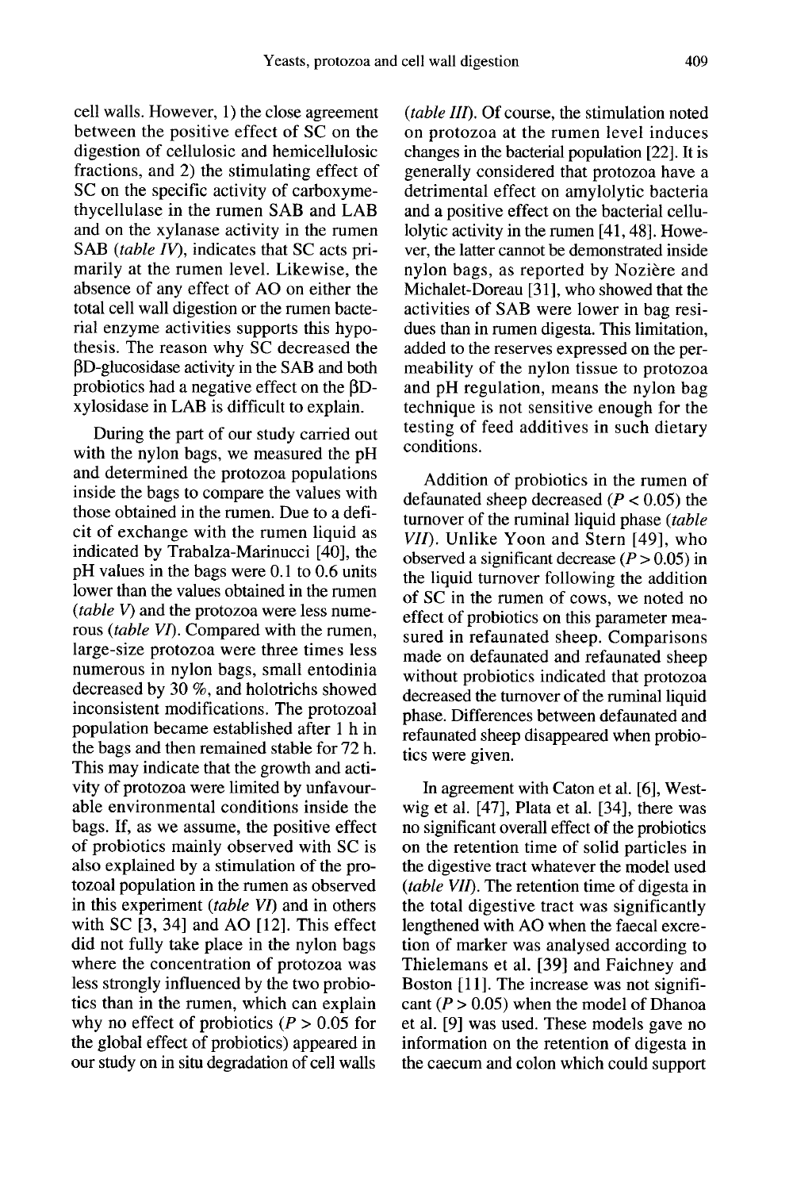cell walls. However, 1) the close agreement between the positive effect of SC on the digestion of cellulosic and hemicellulosic fractions, and 2) the stimulating effect of SC on the specific activity of carboxymethycellulase in the rumen SAB and LAB and on the xylanase activity in the rumen SAB (*table IV*), indicates that SC acts primarily at the rumen level. Likewise, the absence of any effect of AO on either the total cell wall digestion or the rumen bacterial enzyme activities supports this hypothesis. The reason why SC decreased the βD-glucosidase activity in the SAB and both probiotics had a negative effect on the βD-xylosidase in LAB is difficult to explain.

During the part of our study carried out with the nylon bags, we measured the pH and determined the protozoa populations inside the bags to compare the values with those obtained in the rumen. Due to a deficit of exchange with the rumen liquid as indicated by Trabalza-Marinucci [40], the pH values in the bags were 0.1 to 0.6 units lower than the values obtained in the rumen (*table V*) and the protozoa were less numerous (*table VI*). Compared with the rumen, large-size protozoa were three times less numerous in nylon bags, small entodinia decreased by 30 %, and holotrichs showed inconsistent modifications. The protozoal population became established after 1 h in the bags and then remained stable for 72 h. This may indicate that the growth and activity of protozoa were limited by unfavourable environmental conditions inside the bags. If, as we assume, the positive effect of probiotics mainly observed with SC is also explained by a stimulation of the protozoal population in the rumen as observed in this experiment (*table VI*) and in others with SC [3, 34] and AO [12]. This effect did not fully take place in the nylon bags where the concentration of protozoa was less strongly influenced by the two probiotics than in the rumen, which can explain why no effect of probiotics ($P > 0.05$ for the global effect of probiotics) appeared in our study on in situ degradation of cell walls (*table III*). Of course, the stimulation noted on protozoa at the rumen level induces changes in the bacterial population [22]. It is generally considered that protozoa have a detrimental effect on amylolytic bacteria and a positive effect on the bacterial cellulolytic activity in the rumen [41, 48]. However, the latter cannot be demonstrated inside nylon bags, as reported by Nozière and Michalet-Doreau [31], who showed that the activities of SAB were lower in bag residues than in rumen digesta. This limitation, added to the reserves expressed on the permeability of the nylon tissue to protozoa and pH regulation, means the nylon bag technique is not sensitive enough for the testing of feed additives in such dietary conditions.

Addition of probiotics in the rumen of defaunated sheep decreased ($P < 0.05$) the turnover of the ruminal liquid phase (*table VII*). Unlike Yoon and Stern [49], who observed a significant decrease ($P > 0.05$) in the liquid turnover following the addition of SC in the rumen of cows, we noted no effect of probiotics on this parameter measured in refaunated sheep. Comparisons made on defaunated and refaunated sheep without probiotics indicated that protozoa decreased the turnover of the ruminal liquid phase. Differences between defaunated and refaunated sheep disappeared when probiotics were given.

In agreement with Caton et al. [6], Westwig et al. [47], Plata et al. [34], there was no significant overall effect of the probiotics on the retention time of solid particles in the digestive tract whatever the model used (*table VII*). The retention time of digesta in the total digestive tract was significantly lengthened with AO when the faecal excretion of marker was analysed according to Thielemans et al. [39] and Faichney and Boston [11]. The increase was not significant ($P > 0.05$) when the model of Dhanoa et al. [9] was used. These models gave no information on the retention of digesta in the caecum and colon which could support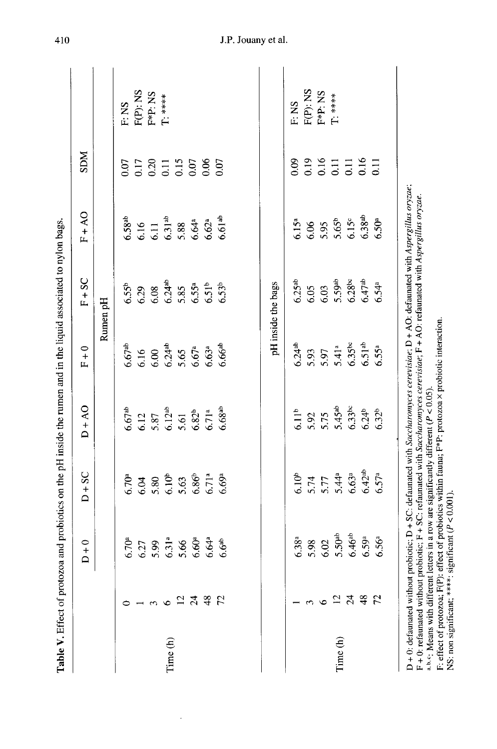**Table V.** Effect of protozoa and probiotics on the pH inside the rumen and in the liquid associated to nylon bags.

| | | D + 0 | D + SC | D + AO | F + 0 | F + SC | F + AO | SDM | |
|---|---|---|---|---|---|---|---|---|---|
| | | | | | Rumen pH | | | | |
| Time (h) | 0 | 6.70[a] | 6.70[a] | 6.67[ab] | 6.67[ab] | 6.55[b] | 6.58[ab] | 0.07 | F: NS |
| | 1 | 6.27 | 6.04 | 6.12 | 6.16 | 6.29 | 6.16 | 0.17 | F(P): NS |
| | 3 | 5.99 | 5.80 | 5.87 | 6.00 | 6.08 | 6.11 | 0.20 | F*P: NS |
| | 6 | 6.31[a] | 6.10[b] | 6.12[ab] | 6.24[ab] | 6.24[ab] | 6.31[ab] | 0.11 | T: **** |
| | 12 | 5.66 | 5.63 | 5.61 | 5.65 | 5.85 | 5.88 | 0.15 | |
| | 24 | 6.60[a] | 6.86[b] | 6.82[b] | 6.67[a] | 6.55[a] | 6.64[a] | 0.07 | |
| | 48 | 6.64[a] | 6.71[a] | 6.71[a] | 6.63[a] | 6.51[b] | 6.62[a] | 0.06 | |
| | 72 | 6.6[ab] | 6.69[a] | 6.68[ab] | 6.66[ab] | 6.53[b] | 6.61[ab] | 0.07 | |
| | | | | | pH inside the bags | | | | |
| Time (h) | 1 | 6.38[a] | 6.10[b] | 6.11[b] | 6.24[ab] | 6.25[ab] | 6.15[a] | 0.09 | F: NS |
| | 3 | 5.98 | 5.74 | 5.92 | 5.93 | 6.05 | 6.06 | 0.19 | F(P): NS |
| | 6 | 6.02 | 5.77 | 5.75 | 5.97 | 6.03 | 5.95 | 0.16 | F*P: NS |
| | 12 | 5.50[ab] | 5.44[a] | 5.45[ab] | 5.41[a] | 5.59[ab] | 5.65[b] | 0.11 | T: **** |
| | 24 | 6.46[ab] | 6.63[a] | 6.33[bc] | 6.35[bc] | 6.28[bc] | 6.15[c] | 0.11 | |
| | 48 | 6.59[a] | 6.42[ab] | 6.24[b] | 6.51[ab] | 6.47[ab] | 6.38[ab] | 0.16 | |
| | 72 | 6.56[a] | 6.57[a] | 6.32[b] | 6.55[a] | 6.54[a] | 6.50[a] | 0.11 | |

D + 0: defaunated without probiotic; D + SC: defaunated with *Saccharomyces cerevisiae*; D + AO: defaunated with *Aspergillus oryzae*;
F + 0: refaunated without probiotic; F + SC: refaunated with *Saccharomyces cerevisiae*; F + AO: refaunated with *Aspergillus oryzae*.
a, b, c: Means with different letters in a row are significantly different ($P < 0.05$).
F: effect of protozoa; F(P): effect of probiotics within fauna; F*P: protozoa × probiotic interaction.
NS: non significant; ****: significant ($P < 0.001$).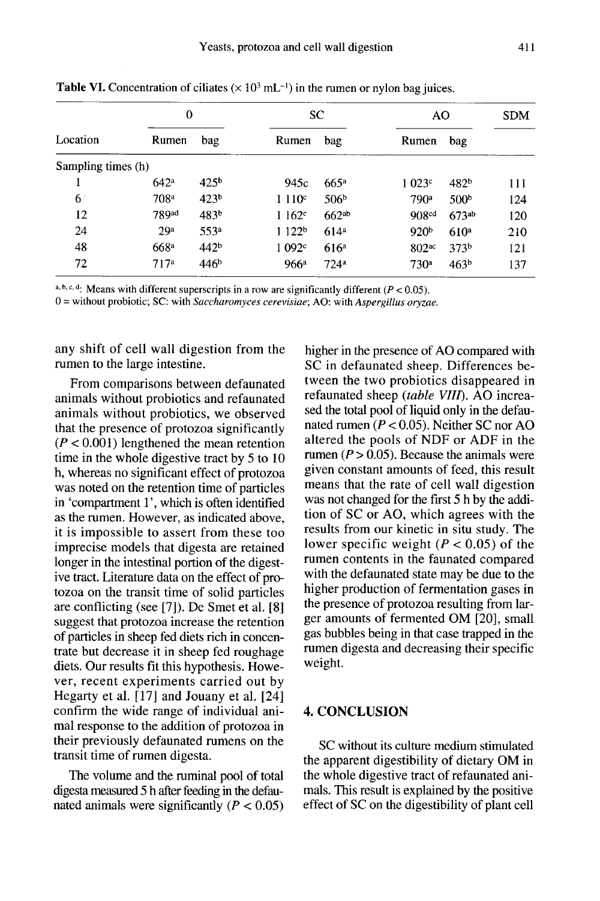**Table VI.** Concentration of ciliates ($\times 10^3$ mL$^{-1}$) in the rumen or nylon bag juices.

| Location | 0 | | SC | | AO | | SDM |
|---|---|---|---|---|---|---|---|
| | Rumen | bag | Rumen | bag | Rumen | bag | |
| Sampling times (h) | | | | | | | |
| 1 | 642[a] | 425[b] | 945c | 665[a] | 1 023[c] | 482[b] | 111 |
| 6 | 708[a] | 423[b] | 1 110[c] | 506[b] | 790[a] | 500[b] | 124 |
| 12 | 789[ad] | 483[b] | 1 162[c] | 662[ab] | 908[cd] | 673[ab] | 120 |
| 24 | 29[a] | 553[a] | 1 122[b] | 614[a] | 920[b] | 610[a] | 210 |
| 48 | 668[a] | 442[b] | 1 092[c] | 616[a] | 802[ac] | 373[b] | 121 |
| 72 | 717[a] | 446[b] | 966[a] | 724[a] | 730[a] | 463[b] | 137 |

a, b, c, d: Means with different superscripts in a row are significantly different ($P < 0.05$).
0 = without probiotic; SC: with *Saccharomyces cerevisiae*; AO: with *Aspergillus oryzae*.

any shift of cell wall digestion from the rumen to the large intestine.

From comparisons between defaunated animals without probiotics and refaunated animals without probiotics, we observed that the presence of protozoa significantly ($P < 0.001$) lengthened the mean retention time in the whole digestive tract by 5 to 10 h, whereas no significant effect of protozoa was noted on the retention time of particles in 'compartment 1', which is often identified as the rumen. However, as indicated above, it is impossible to assert from these too imprecise models that digesta are retained longer in the intestinal portion of the digestive tract. Literature data on the effect of protozoa on the transit time of solid particles are conflicting (see [7]). De Smet et al. [8] suggest that protozoa increase the retention of particles in sheep fed diets rich in concentrate but decrease it in sheep fed roughage diets. Our results fit this hypothesis. However, recent experiments carried out by Hegarty et al. [17] and Jouany et al. [24] confirm the wide range of individual animal response to the addition of protozoa in their previously defaunated rumens on the transit time of rumen digesta.

The volume and the ruminal pool of total digesta measured 5 h after feeding in the defaunated animals were significantly ($P < 0.05$) higher in the presence of AO compared with SC in defaunated sheep. Differences between the two probiotics disappeared in refaunated sheep (*table VIII*). AO increased the total pool of liquid only in the defaunated rumen ($P < 0.05$). Neither SC nor AO altered the pools of NDF or ADF in the rumen ($P > 0.05$). Because the animals were given constant amounts of feed, this result means that the rate of cell wall digestion was not changed for the first 5 h by the addition of SC or AO, which agrees with the results from our kinetic in situ study. The lower specific weight ($P < 0.05$) of the rumen contents in the faunated compared with the defaunated state may be due to the higher production of fermentation gases in the presence of protozoa resulting from larger amounts of fermented OM [20], small gas bubbles being in that case trapped in the rumen digesta and decreasing their specific weight.

## 4. CONCLUSION

SC without its culture medium stimulated the apparent digestibility of dietary OM in the whole digestive tract of refaunated animals. This result is explained by the positive effect of SC on the digestibility of plant cell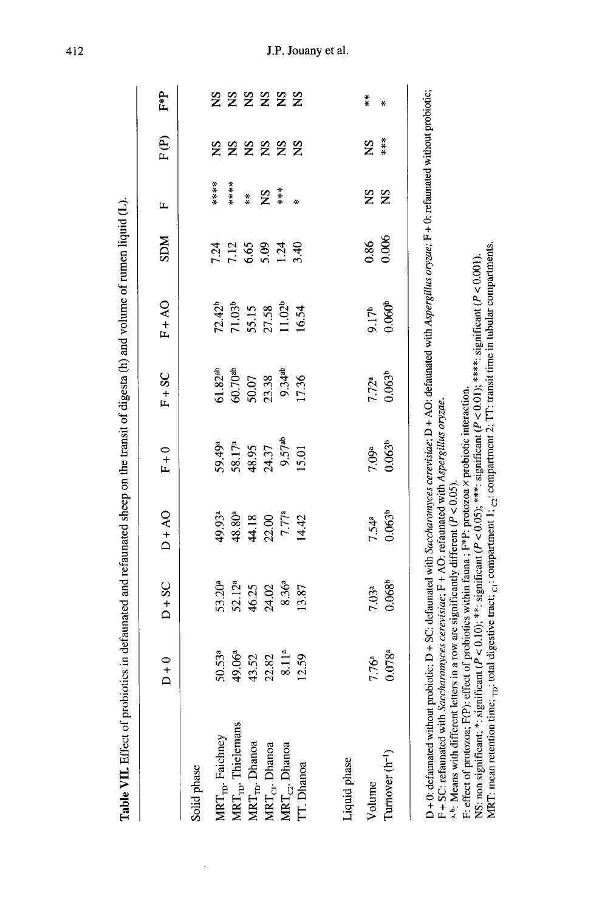**Table VII.** Effect of probiotics in defaunated and refaunated sheep on the transit of digesta (h) and volume of rumen liquid (L).

| | D + 0 | D + SC | D + AO | F + 0 | F + SC | F + AO | SDM | F | F (P) | F*P |
|---|---|---|---|---|---|---|---|---|---|---|
| **Solid phase** | | | | | | | | | | |
| $MRT_{TD}$, Faichney | 50.53[a] | 53.20[a] | 49.93[a] | 59.49[a] | 61.82[ab] | 72.42[b] | 7.24 | **** | NS | NS |
| $MRT_{TD}$, Thielemans | 49.06[a] | 52.12[a] | 48.80[a] | 58.17[a] | 60.70[ab] | 71.03[b] | 7.12 | **** | NS | NS |
| $MRT_{TD}$, Dhanoa | 43.52 | 46.25 | 44.18 | 48.95 | 50.07 | 55.15 | 6.65 | ** | NS | NS |
| $MRT_{C1}$, Dhanoa | 22.82 | 24.02 | 22.00 | 24.37 | 23.38 | 27.58 | 5.09 | NS | NS | NS |
| $MRT_{C2}$, Dhanoa | 8.11[a] | 8.36[a] | 7.77[a] | 9.57[ab] | 9.34[ab] | 11.02[b] | 1.24 | *** | NS | NS |
| TT, Dhanoa | 12.59 | 13.87 | 14.42 | 15.01 | 17.36 | 16.54 | 3.40 | * | NS | NS |
| **Liquid phase** | | | | | | | | | | |
| Volume | 7.76[a] | 7.03[a] | 7.54[a] | 7.09[a] | 7.72[a] | 9.17[b] | 0.86 | NS | NS | ** |
| Turnover ($h^{-1}$) | 0.078[a] | 0.068[b] | 0.063[b] | 0.063[b] | 0.063[b] | 0.060[b] | 0.006 | NS | *** | * |

D + 0: defaunated without probiotic; D + SC: defaunated with *Saccharomyces cerevisiae*; D + AO: defaunated with *Aspergillus oryzae*; F + 0: refaunated without probiotic; F + SC: refaunated with *Saccharomyces cerevisiae*; F + AO: refaunated with *Aspergillus oryzae*.
[a, b]: Means with different letters in a row are significantly different ($P < 0.05$).
F: effect of protozoa; F(P): effect of probiotics within fauna ; F*P: protozoa × probiotic interaction.
NS: non significant; *: significant ($P < 0.10$); **: significant ($P < 0.05$); ***: significant ($P < 0.01$); ****: significant ($P < 0.001$).
MRT: mean retention time; $_{TD}$: total digestive tract; $_{C1}$: compartment 1; $_{C2}$: compartment 2; TT: transit time in tubular compartments.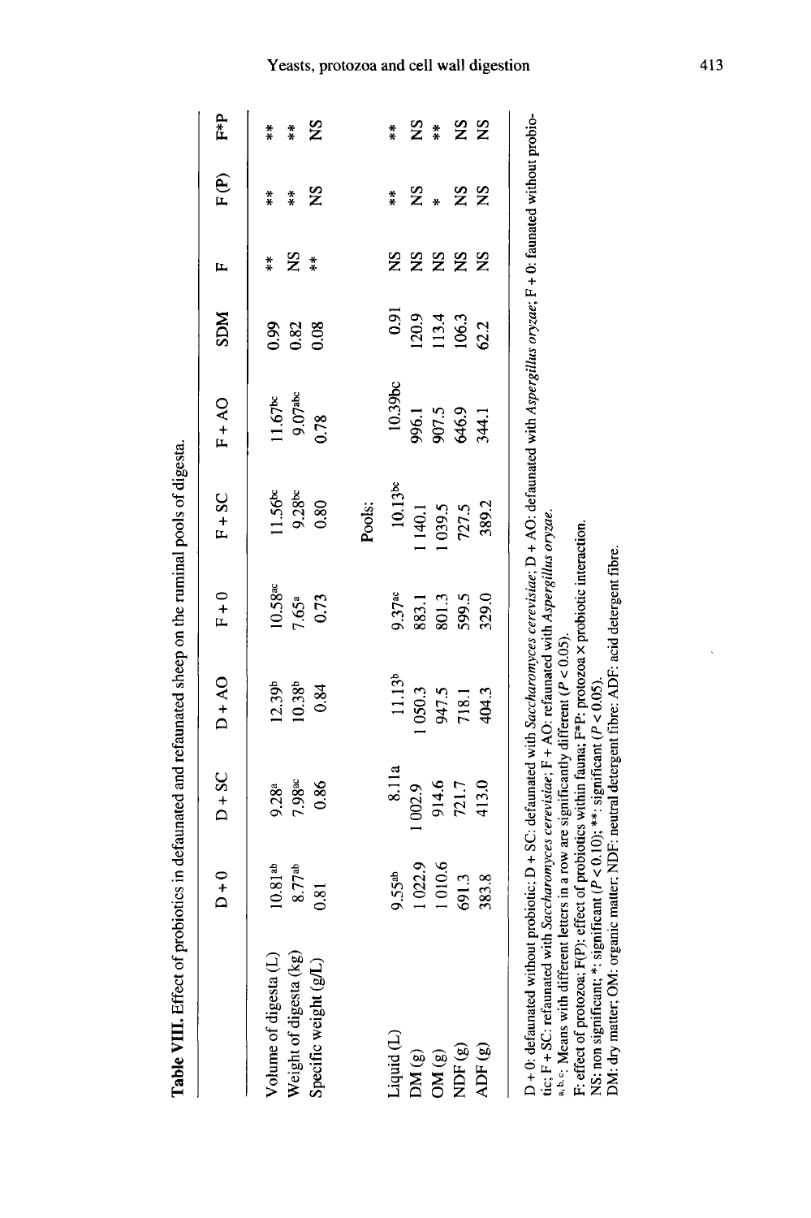**Table VIII.** Effect of probiotics in defaunated and refaunated sheep on the ruminal pools of digesta.

| | D + 0 | D + SC | D + AO | F + 0 | F + SC | F + AO | SDM | F | F (P) | F*P |
|---|---|---|---|---|---|---|---|---|---|---|
| Volume of digesta (L) | 10.81[ab] | 9.28[a] | 12.39[b] | 10.58[ac] | 11.56[bc] | 11.67[bc] | 0.99 | ** | ** | ** |
| Weight of digesta (kg) | 8.77[ab] | 7.98[ac] | 10.38[b] | 7.65[a] | 9.28[bc] | 9.07[abc] | 0.82 | NS | ** | ** |
| Specific weight (g/L) | 0.81 | 0.86 | 0.84 | 0.73 | 0.80 | 0.78 | 0.08 | ** | NS | NS |
| | | | | | Pools: | | | | | |
| Liquid (L) | 9.55[ab] | 8.11a | 11.13[b] | 9.37[ac] | 10.13[bc] | 10.39bc | 0.91 | NS | ** | ** |
| DM (g) | 1 022.9 | 1 002.9 | 1 050.3 | 883.1 | 1 140.1 | 996.1 | 120.9 | NS | NS | NS |
| OM (g) | 1 010.6 | 914.6 | 947.5 | 801.3 | 1 039.5 | 907.5 | 113.4 | NS | * | ** |
| NDF (g) | 691.3 | 721.7 | 718.1 | 599.5 | 727.5 | 646.9 | 106.3 | NS | NS | NS |
| ADF (g) | 383.8 | 413.0 | 404.3 | 329.0 | 389.2 | 344.1 | 62.2 | NS | NS | NS |

D + 0: defaunated without probiotic; D + SC: defaunated with *Saccharomyces cerevisiae*; D + AO: defaunated with *Aspergillus oryzae*; F + 0: faunated without probiotic; F + SC: refaunated with *Saccharomyces cerevisiae*; F + AO: refaunated with *Aspergillus oryzae*.
a, b, c: Means with different letters in a row are significantly different ($P < 0.05$).
F: effect of protozoa; F(P): effect of probiotics within fauna; F*P: protozoa × probiotic interaction.
NS: non significant; *: significant ($P < 0.10$); **: significant ($P < 0.05$).
DM: dry matter; OM: organic matter; NDF: neutral detergent fibre; ADF: acid detergent fibre.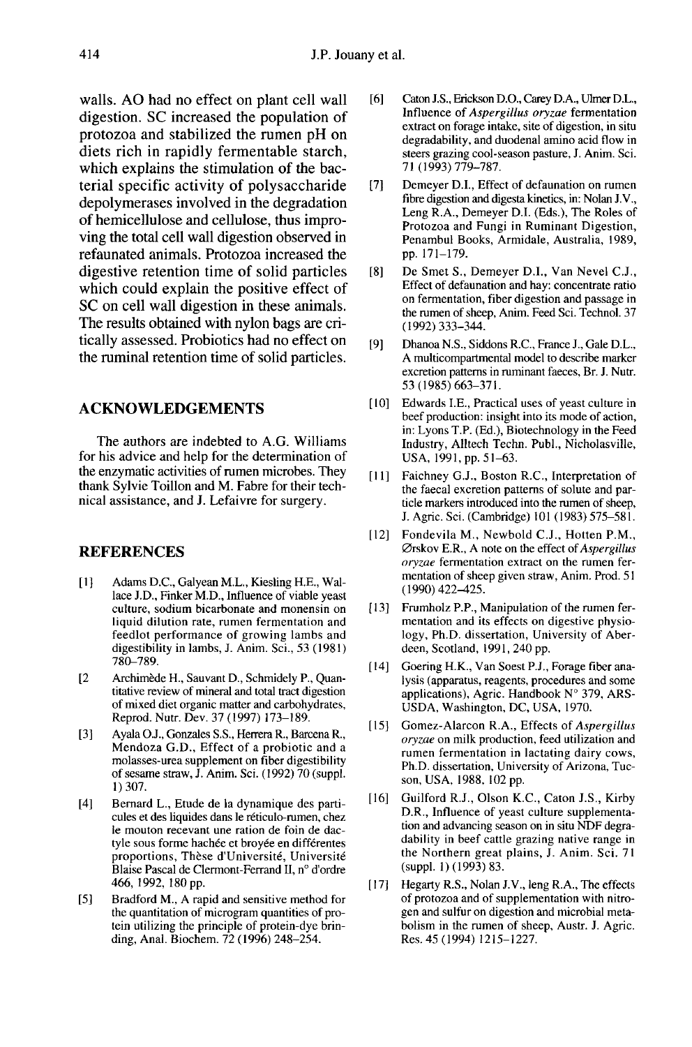walls. AO had no effect on plant cell wall digestion. SC increased the population of protozoa and stabilized the rumen pH on diets rich in rapidly fermentable starch, which explains the stimulation of the bacterial specific activity of polysaccharide depolymerases involved in the degradation of hemicellulose and cellulose, thus improving the total cell wall digestion observed in refaunated animals. Protozoa increased the digestive retention time of solid particles which could explain the positive effect of SC on cell wall digestion in these animals. The results obtained with nylon bags are critically assessed. Probiotics had no effect on the ruminal retention time of solid particles.

## ACKNOWLEDGEMENTS

The authors are indebted to A.G. Williams for his advice and help for the determination of the enzymatic activities of rumen microbes. They thank Sylvie Toillon and M. Fabre for their technical assistance, and J. Lefaivre for surgery.

## REFERENCES

[1] Adams D.C., Galyean M.L., Kiesling H.E., Wallace J.D., Finker M.D., Influence of viable yeast culture, sodium bicarbonate and monensin on liquid dilution rate, rumen fermentation and feedlot performance of growing lambs and digestibility in lambs, J. Anim. Sci., 53 (1981) 780–789.

[2 Archimède H., Sauvant D., Schmidely P., Quantitative review of mineral and total tract digestion of mixed diet organic matter and carbohydrates, Reprod. Nutr. Dev. 37 (1997) 173–189.

[3] Ayala O.J., Gonzales S.S., Herrera R., Barcena R., Mendoza G.D., Effect of a probiotic and a molasses-urea supplement on fiber digestibility of sesame straw, J. Anim. Sci. (1992) 70 (suppl. 1) 307.

[4] Bernard L., Etude de la dynamique des particules et des liquides dans le réticulo-rumen, chez le mouton recevant une ration de foin de dactyle sous forme hachée et broyée en différentes proportions, Thèse d'Université, Université Blaise Pascal de Clermont-Ferrand II, n° d'ordre 466, 1992, 180 pp.

[5] Bradford M., A rapid and sensitive method for the quantitation of microgram quantities of protein utilizing the principle of protein-dye brinding, Anal. Biochem. 72 (1996) 248–254.

[6] Caton J.S., Erickson D.O., Carey D.A., Ulmer D.L., Influence of *Aspergillus oryzae* fermentation extract on forage intake, site of digestion, in situ degradability, and duodenal amino acid flow in steers grazing cool-season pasture, J. Anim. Sci. 71 (1993) 779–787.

[7] Demeyer D.I., Effect of defaunation on rumen fibre digestion and digesta kinetics, in: Nolan J.V., Leng R.A., Demeyer D.I. (Eds.), The Roles of Protozoa and Fungi in Ruminant Digestion, Penambul Books, Armidale, Australia, 1989, pp. 171–179.

[8] De Smet S., Demeyer D.I., Van Nevel C.J., Effect of defaunation and hay: concentrate ratio on fermentation, fiber digestion and passage in the rumen of sheep, Anim. Feed Sci. Technol. 37 (1992) 333–344.

[9] Dhanoa N.S., Siddons R.C., France J., Gale D.L., A multicompartmental model to describe marker excretion patterns in ruminant faeces, Br. J. Nutr. 53 (1985) 663–371.

[10] Edwards I.E., Practical uses of yeast culture in beef production: insight into its mode of action, in: Lyons T.P. (Ed.), Biotechnology in the Feed Industry, Alltech Techn. Publ., Nicholasville, USA, 1991, pp. 51–63.

[11] Faichney G.J., Boston R.C., Interpretation of the faecal excretion patterns of solute and particle markers introduced into the rumen of sheep, J. Agric. Sci. (Cambridge) 101 (1983) 575–581.

[12] Fondevila M., Newbold C.J., Hotten P.M., Ørskov E.R., A note on the effect of *Aspergillus oryzae* fermentation extract on the rumen fermentation of sheep given straw, Anim. Prod. 51 (1990) 422–425.

[13] Frumholz P.P., Manipulation of the rumen fermentation and its effects on digestive physiology, Ph.D. dissertation, University of Aberdeen, Scotland, 1991, 240 pp.

[14] Goering H.K., Van Soest P.J., Forage fiber analysis (apparatus, reagents, procedures and some applications), Agric. Handbook N° 379, ARS-USDA, Washington, DC, USA, 1970.

[15] Gomez-Alarcon R.A., Effects of *Aspergillus oryzae* on milk production, feed utilization and rumen fermentation in lactating dairy cows, Ph.D. dissertation, University of Arizona, Tucson, USA, 1988, 102 pp.

[16] Guilford R.J., Olson K.C., Caton J.S., Kirby D.R., Influence of yeast culture supplementation and advancing season on in situ NDF degradability in beef cattle grazing native range in the Northern great plains, J. Anim. Sci. 71 (suppl. 1) (1993) 83.

[17] Hegarty R.S., Nolan J.V., leng R.A., The effects of protozoa and of supplementation with nitrogen and sulfur on digestion and microbial metabolism in the rumen of sheep, Austr. J. Agric. Res. 45 (1994) 1215–1227.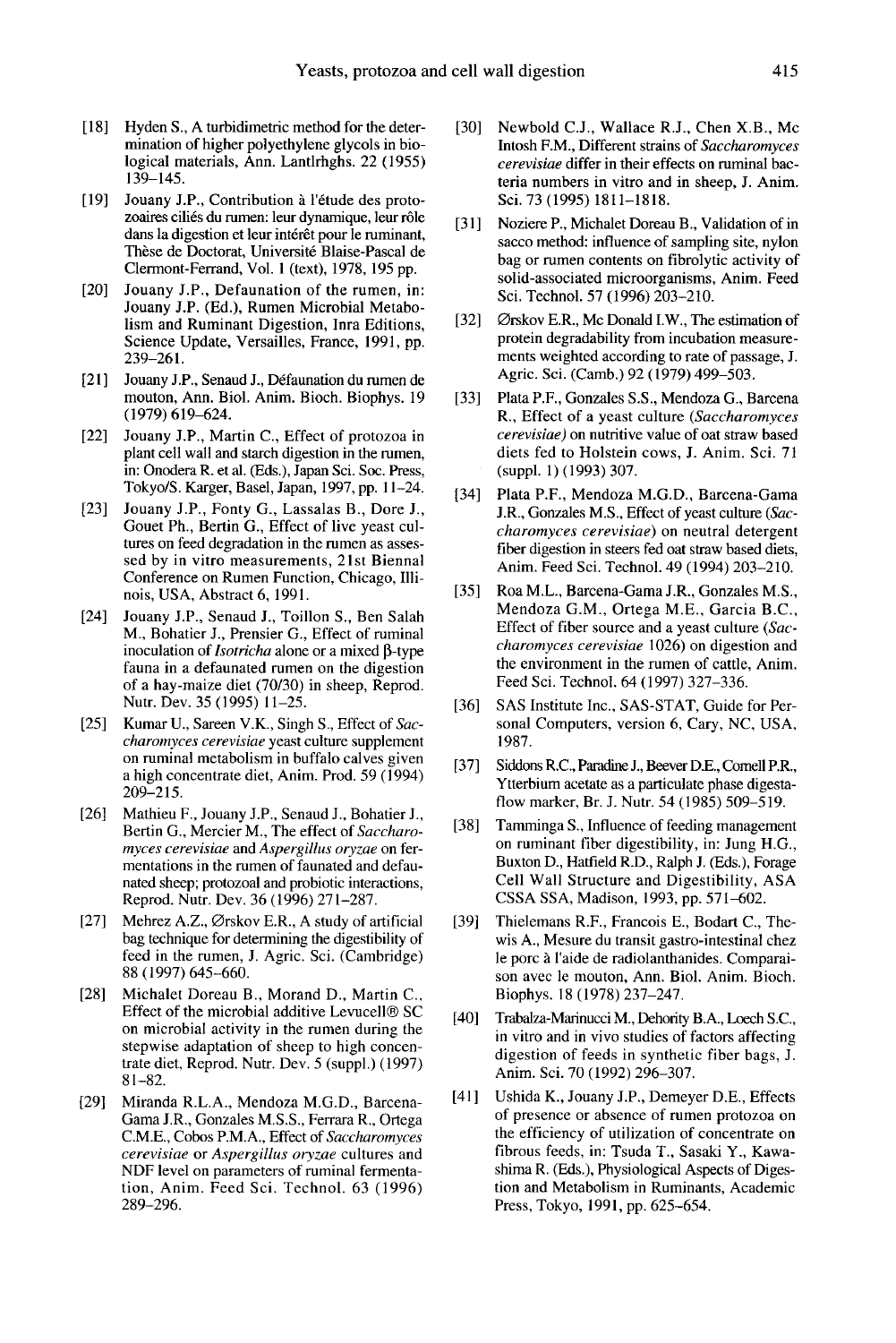[18] Hyden S., A turbidimetric method for the determination of higher polyethylene glycols in biological materials, Ann. Lantlrhghs. 22 (1955) 139–145.

[19] Jouany J.P., Contribution à l'étude des protozoaires ciliés du rumen: leur dynamique, leur rôle dans la digestion et leur intérêt pour le ruminant, Thèse de Doctorat, Université Blaise-Pascal de Clermont-Ferrand, Vol. 1 (text), 1978, 195 pp.

[20] Jouany J.P., Defaunation of the rumen, in: Jouany J.P. (Ed.), Rumen Microbial Metabolism and Ruminant Digestion, Inra Editions, Science Update, Versailles, France, 1991, pp. 239–261.

[21] Jouany J.P., Senaud J., Défaunation du rumen de mouton, Ann. Biol. Anim. Bioch. Biophys. 19 (1979) 619–624.

[22] Jouany J.P., Martin C., Effect of protozoa in plant cell wall and starch digestion in the rumen, in: Onodera R. et al. (Eds.), Japan Sci. Soc. Press, Tokyo/S. Karger, Basel, Japan, 1997, pp. 11–24.

[23] Jouany J.P., Fonty G., Lassalas B., Dore J., Gouet Ph., Bertin G., Effect of live yeast cultures on feed degradation in the rumen as assessed by in vitro measurements, 21st Biennal Conference on Rumen Function, Chicago, Illinois, USA, Abstract 6, 1991.

[24] Jouany J.P., Senaud J., Toillon S., Ben Salah M., Bohatier J., Prensier G., Effect of ruminal inoculation of *Isotricha* alone or a mixed β-type fauna in a defaunated rumen on the digestion of a hay-maize diet (70/30) in sheep, Reprod. Nutr. Dev. 35 (1995) 11–25.

[25] Kumar U., Sareen V.K., Singh S., Effect of *Saccharomyces cerevisiae* yeast culture supplement on ruminal metabolism in buffalo calves given a high concentrate diet, Anim. Prod. 59 (1994) 209–215.

[26] Mathieu F., Jouany J.P., Senaud J., Bohatier J., Bertin G., Mercier M., The effect of *Saccharomyces cerevisiae* and *Aspergillus oryzae* on fermentations in the rumen of faunated and defaunated sheep; protozoal and probiotic interactions, Reprod. Nutr. Dev. 36 (1996) 271–287.

[27] Mehrez A.Z., Ørskov E.R., A study of artificial bag technique for determining the digestibility of feed in the rumen, J. Agric. Sci. (Cambridge) 88 (1997) 645–660.

[28] Michalet Doreau B., Morand D., Martin C., Effect of the microbial additive Levucell® SC on microbial activity in the rumen during the stepwise adaptation of sheep to high concentrate diet, Reprod. Nutr. Dev. 5 (suppl.) (1997) 81–82.

[29] Miranda R.L.A., Mendoza M.G.D., Barcena-Gama J.R., Gonzales M.S.S., Ferrara R., Ortega C.M.E., Cobos P.M.A., Effect of *Saccharomyces cerevisiae* or *Aspergillus oryzae* cultures and NDF level on parameters of ruminal fermentation, Anim. Feed Sci. Technol. 63 (1996) 289–296.

[30] Newbold C.J., Wallace R.J., Chen X.B., Mc Intosh F.M., Different strains of *Saccharomyces cerevisiae* differ in their effects on ruminal bacteria numbers in vitro and in sheep, J. Anim. Sci. 73 (1995) 1811–1818.

[31] Noziere P., Michalet Doreau B., Validation of in sacco method: influence of sampling site, nylon bag or rumen contents on fibrolytic activity of solid-associated microorganisms, Anim. Feed Sci. Technol. 57 (1996) 203–210.

[32] Ørskov E.R., Mc Donald I.W., The estimation of protein degradability from incubation measurements weighted according to rate of passage, J. Agric. Sci. (Camb.) 92 (1979) 499–503.

[33] Plata P.F., Gonzales S.S., Mendoza G., Barcena R., Effect of a yeast culture (*Saccharomyces cerevisiae*) on nutritive value of oat straw based diets fed to Holstein cows, J. Anim. Sci. 71 (suppl. 1) (1993) 307.

[34] Plata P.F., Mendoza M.G.D., Barcena-Gama J.R., Gonzales M.S., Effect of yeast culture (*Saccharomyces cerevisiae*) on neutral detergent fiber digestion in steers fed oat straw based diets, Anim. Feed Sci. Technol. 49 (1994) 203–210.

[35] Roa M.L., Barcena-Gama J.R., Gonzales M.S., Mendoza G.M., Ortega M.E., Garcia B.C., Effect of fiber source and a yeast culture (*Saccharomyces cerevisiae* 1026) on digestion and the environment in the rumen of cattle, Anim. Feed Sci. Technol. 64 (1997) 327–336.

[36] SAS Institute Inc., SAS-STAT, Guide for Personal Computers, version 6, Cary, NC, USA, 1987.

[37] Siddons R.C., Paradine J., Beever D.E., Cornell P.R., Ytterbium acetate as a particulate phase digestaflow marker, Br. J. Nutr. 54 (1985) 509–519.

[38] Tamminga S., Influence of feeding management on ruminant fiber digestibility, in: Jung H.G., Buxton D., Hatfield R.D., Ralph J. (Eds.), Forage Cell Wall Structure and Digestibility, ASA CSSA SSA, Madison, 1993, pp. 571–602.

[39] Thielemans R.F., Francois E., Bodart C., Thewis A., Mesure du transit gastro-intestinal chez le porc à l'aide de radiolanthanides. Comparaison avec le mouton, Ann. Biol. Anim. Bioch. Biophys. 18 (1978) 237–247.

[40] Trabalza-Marinucci M., Dehority B.A., Loech S.C., in vitro and in vivo studies of factors affecting digestion of feeds in synthetic fiber bags, J. Anim. Sci. 70 (1992) 296–307.

[41] Ushida K., Jouany J.P., Demeyer D.E., Effects of presence or absence of rumen protozoa on the efficiency of utilization of concentrate on fibrous feeds, in: Tsuda T., Sasaki Y., Kawashima R. (Eds.), Physiological Aspects of Digestion and Metabolism in Ruminants, Academic Press, Tokyo, 1991, pp. 625–654.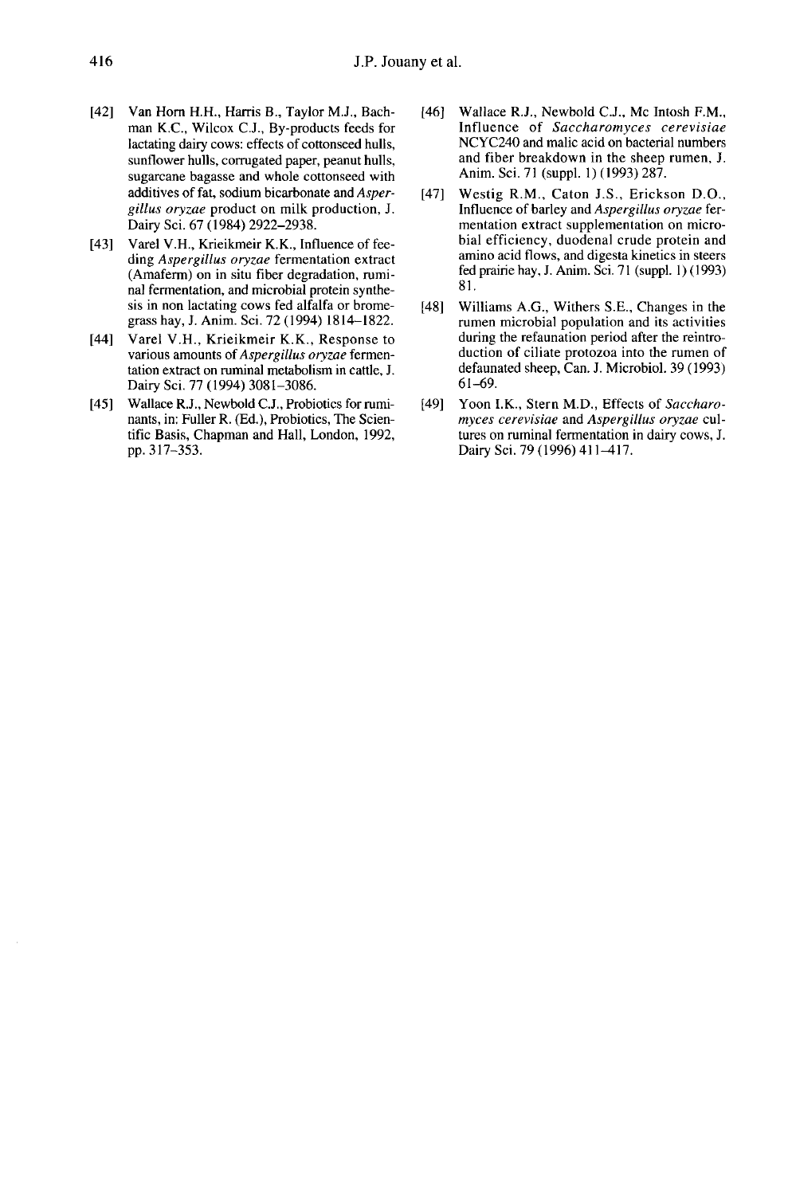[42] Van Horn H.H., Harris B., Taylor M.J., Bachman K.C., Wilcox C.J., By-products feeds for lactating dairy cows: effects of cottonseed hulls, sunflower hulls, corrugated paper, peanut hulls, sugarcane bagasse and whole cottonseed with additives of fat, sodium bicarbonate and *Aspergillus oryzae* product on milk production, J. Dairy Sci. 67 (1984) 2922–2938.

[43] Varel V.H., Krieikmeir K.K., Influence of feeding *Aspergillus oryzae* fermentation extract (Amaferm) on in situ fiber degradation, ruminal fermentation, and microbial protein synthesis in non lactating cows fed alfalfa or bromegrass hay, J. Anim. Sci. 72 (1994) 1814–1822.

[44] Varel V.H., Krieikmeir K.K., Response to various amounts of *Aspergillus oryzae* fermentation extract on ruminal metabolism in cattle, J. Dairy Sci. 77 (1994) 3081–3086.

[45] Wallace R.J., Newbold C.J., Probiotics for ruminants, in: Fuller R. (Ed.), Probiotics, The Scientific Basis, Chapman and Hall, London, 1992, pp. 317–353.

[46] Wallace R.J., Newbold C.J., Mc Intosh F.M., Influence of *Saccharomyces cerevisiae* NCYC240 and malic acid on bacterial numbers and fiber breakdown in the sheep rumen, J. Anim. Sci. 71 (suppl. 1) (1993) 287.

[47] Westig R.M., Caton J.S., Erickson D.O., Influence of barley and *Aspergillus oryzae* fermentation extract supplementation on microbial efficiency, duodenal crude protein and amino acid flows, and digesta kinetics in steers fed prairie hay, J. Anim. Sci. 71 (suppl. 1) (1993) 81.

[48] Williams A.G., Withers S.E., Changes in the rumen microbial population and its activities during the refaunation period after the reintroduction of ciliate protozoa into the rumen of defaunated sheep, Can. J. Microbiol. 39 (1993) 61–69.

[49] Yoon I.K., Stern M.D., Effects of *Saccharomyces cerevisiae* and *Aspergillus oryzae* cultures on ruminal fermentation in dairy cows, J. Dairy Sci. 79 (1996) 411–417.